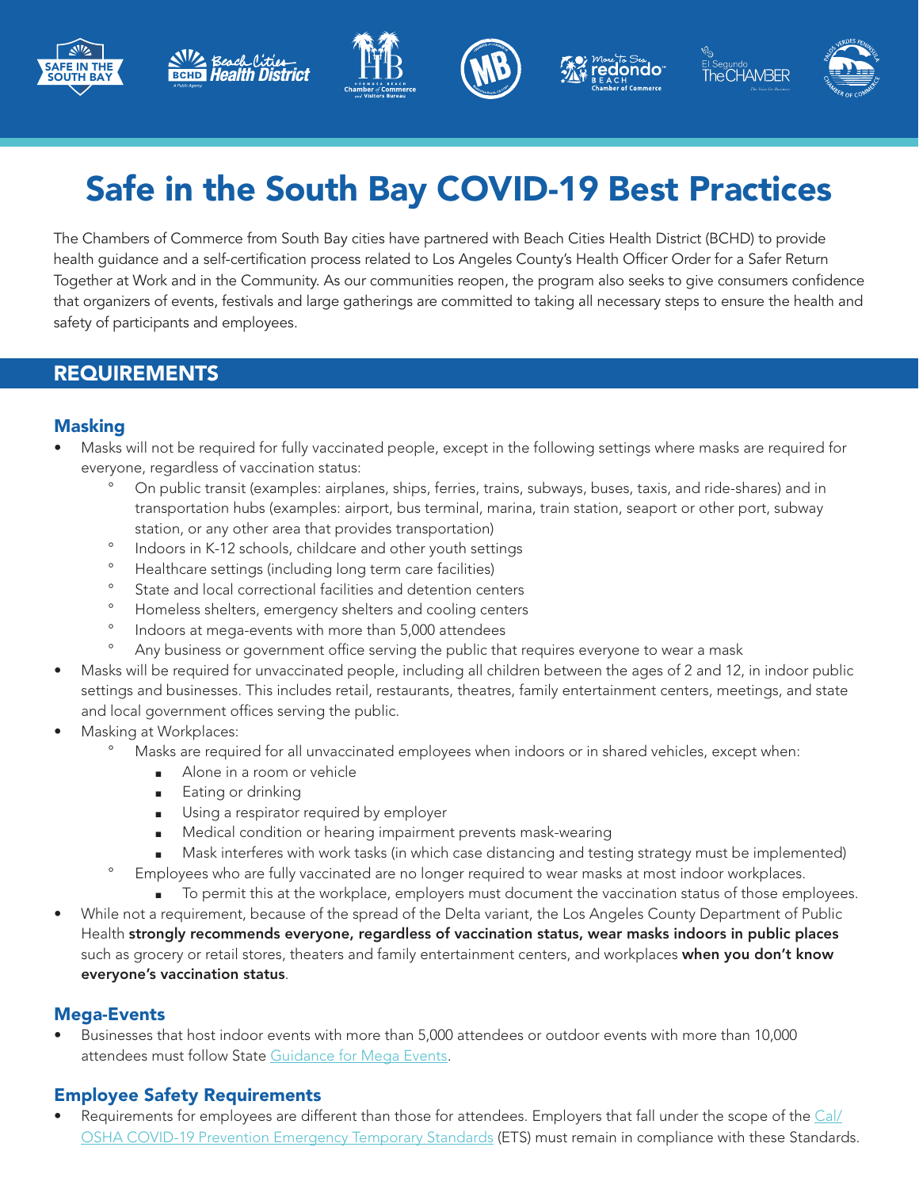# Safe in the South Bay COVID-19 Best Practices

The Chambers of Commerce from South Bay cities have partnered with Beach Cities Health District (BCHD) to provide health guidance and a self-certification process related to Los Angeles County's Health Officer Order for a Safer Return Together at Work and in the Community. As our communities reopen, the program also seeks to give consumers confidence that organizers of events, festivals and large gatherings are committed to taking all necessary steps to ensure the health and safety of participants and employees.

## REQUIREMENTS

### Masking

- Masks will not be required for fully vaccinated people, except in the following settings where masks are required for everyone, regardless of vaccination status:
  - On public transit (examples: airplanes, ships, ferries, trains, subways, buses, taxis, and ride-shares) and in transportation hubs (examples: airport, bus terminal, marina, train station, seaport or other port, subway station, or any other area that provides transportation)
  - Indoors in K-12 schools, childcare and other youth settings
  - Healthcare settings (including long term care facilities)
  - State and local correctional facilities and detention centers
  - Homeless shelters, emergency shelters and cooling centers
  - Indoors at mega-events with more than 5,000 attendees
  - Any business or government office serving the public that requires everyone to wear a mask
- Masks will be required for unvaccinated people, including all children between the ages of 2 and 12, in indoor public settings and businesses. This includes retail, restaurants, theatres, family entertainment centers, meetings, and state and local government offices serving the public.
- Masking at Workplaces:
  - Masks are required for all unvaccinated employees when indoors or in shared vehicles, except when:
    - Alone in a room or vehicle
    - Eating or drinking
    - Using a respirator required by employer
    - Medical condition or hearing impairment prevents mask-wearing
    - Mask interferes with work tasks (in which case distancing and testing strategy must be implemented)
  - Employees who are fully vaccinated are no longer required to wear masks at most indoor workplaces.
    - To permit this at the workplace, employers must document the vaccination status of those employees.
- While not a requirement, because of the spread of the Delta variant, the Los Angeles County Department of Public Health **strongly recommends everyone, regardless of vaccination status, wear masks indoors in public places** such as grocery or retail stores, theaters and family entertainment centers, and workplaces **when you don't know everyone's vaccination status**.

### Mega-Events

- Businesses that host indoor events with more than 5,000 attendees or outdoor events with more than 10,000 attendees must follow State Guidance for Mega Events.

### Employee Safety Requirements

- Requirements for employees are different than those for attendees. Employers that fall under the scope of the Cal/OSHA COVID-19 Prevention Emergency Temporary Standards (ETS) must remain in compliance with these Standards.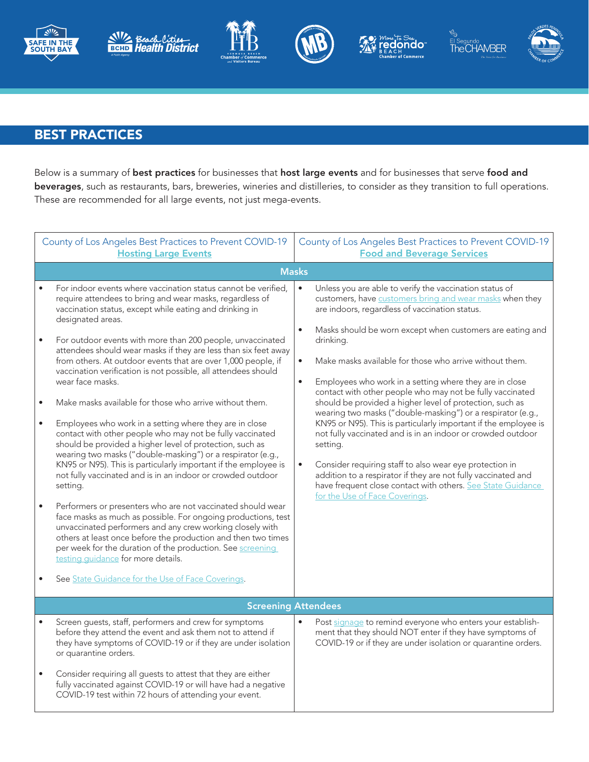## BEST PRACTICES

Below is a summary of **best practices** for businesses that **host large events** and for businesses that serve **food and beverages**, such as restaurants, bars, breweries, wineries and distilleries, to consider as they transition to full operations. These are recommended for all large events, not just mega-events.

| County of Los Angeles Best Practices to Prevent COVID-19 Hosting Large Events | County of Los Angeles Best Practices to Prevent COVID-19 Food and Beverage Services |
|---|---|
| **Masks** | |
| • For indoor events where vaccination status cannot be verified, require attendees to bring and wear masks, regardless of vaccination status, except while eating and drinking in designated areas.<br>• For outdoor events with more than 200 people, unvaccinated attendees should wear masks if they are less than six feet away from others. At outdoor events that are over 1,000 people, if vaccination verification is not possible, all attendees should wear face masks.<br>• Make masks available for those who arrive without them.<br>• Employees who work in a setting where they are in close contact with other people who may not be fully vaccinated should be provided a higher level of protection, such as wearing two masks ("double-masking") or a respirator (e.g., KN95 or N95). This is particularly important if the employee is not fully vaccinated and is in an indoor or crowded outdoor setting.<br>• Performers or presenters who are not vaccinated should wear face masks as much as possible. For ongoing productions, test unvaccinated performers and any crew working closely with others at least once before the production and then two times per week for the duration of the production. See screening testing guidance for more details.<br>• See State Guidance for the Use of Face Coverings. | • Unless you are able to verify the vaccination status of customers, have customers bring and wear masks when they are indoors, regardless of vaccination status.<br>• Masks should be worn except when customers are eating and drinking.<br>• Make masks available for those who arrive without them.<br>• Employees who work in a setting where they are in close contact with other people who may not be fully vaccinated should be provided a higher level of protection, such as wearing two masks ("double-masking") or a respirator (e.g., KN95 or N95). This is particularly important if the employee is not fully vaccinated and is in an indoor or crowded outdoor setting.<br>• Consider requiring staff to also wear eye protection in addition to a respirator if they are not fully vaccinated and have frequent close contact with others. See State Guidance for the Use of Face Coverings. |
| **Screening Attendees** | |
| • Screen guests, staff, performers and crew for symptoms before they attend the event and ask them not to attend if they have symptoms of COVID-19 or if they are under isolation or quarantine orders.<br>• Consider requiring all guests to attest that they are either fully vaccinated against COVID-19 or will have had a negative COVID-19 test within 72 hours of attending your event. | • Post signage to remind everyone who enters your establishment that they should NOT enter if they have symptoms of COVID-19 or if they are under isolation or quarantine orders. |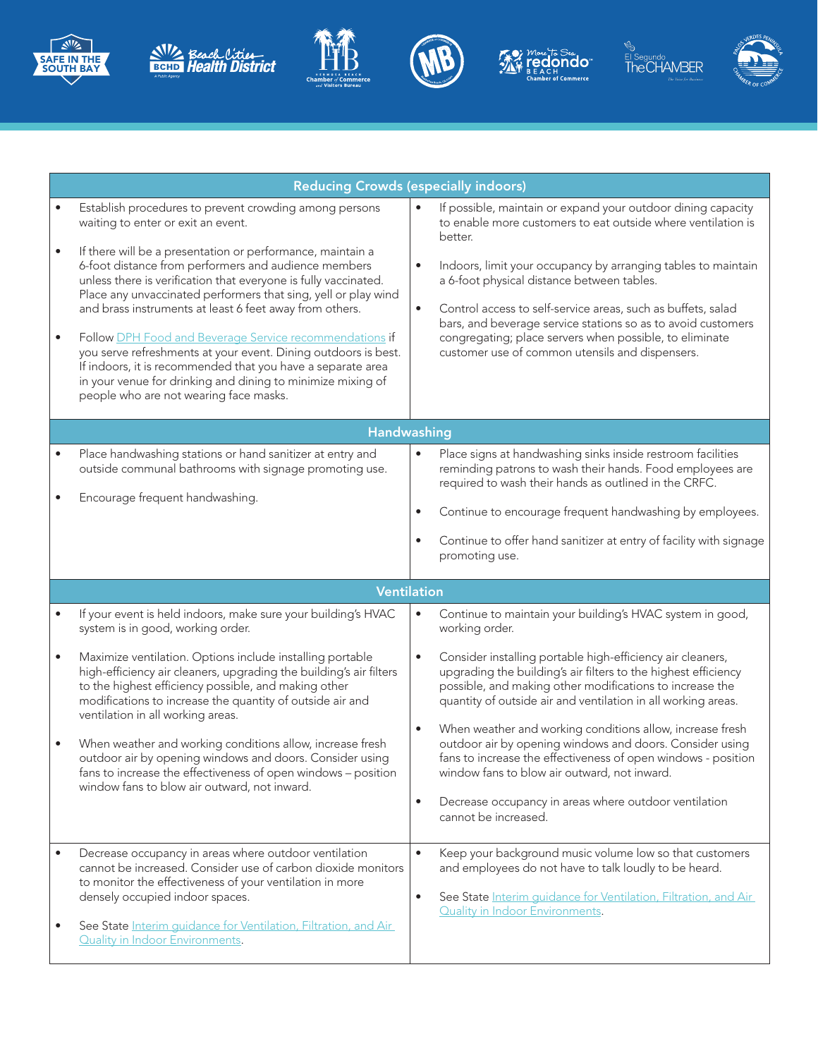| Reducing Crowds (especially indoors) | |
|---|---|
| • Establish procedures to prevent crowding among persons waiting to enter or exit an event.<br><br>• If there will be a presentation or performance, maintain a 6-foot distance from performers and audience members unless there is verification that everyone is fully vaccinated. Place any unvaccinated performers that sing, yell or play wind and brass instruments at least 6 feet away from others.<br><br>• Follow [DPH Food and Beverage Service recommendations]() if you serve refreshments at your event. Dining outdoors is best. If indoors, it is recommended that you have a separate area in your venue for drinking and dining to minimize mixing of people who are not wearing face masks. | • If possible, maintain or expand your outdoor dining capacity to enable more customers to eat outside where ventilation is better.<br><br>• Indoors, limit your occupancy by arranging tables to maintain a 6-foot physical distance between tables.<br><br>• Control access to self-service areas, such as buffets, salad bars, and beverage service stations so as to avoid customers congregating; place servers when possible, to eliminate customer use of common utensils and dispensers. |
| **Handwashing** | |
| • Place handwashing stations or hand sanitizer at entry and outside communal bathrooms with signage promoting use.<br><br>• Encourage frequent handwashing. | • Place signs at handwashing sinks inside restroom facilities reminding patrons to wash their hands. Food employees are required to wash their hands as outlined in the CRFC.<br><br>• Continue to encourage frequent handwashing by employees.<br><br>• Continue to offer hand sanitizer at entry of facility with signage promoting use. |
| **Ventilation** | |
| • If your event is held indoors, make sure your building's HVAC system is in good, working order.<br><br>• Maximize ventilation. Options include installing portable high-efficiency air cleaners, upgrading the building's air filters to the highest efficiency possible, and making other modifications to increase the quantity of outside air and ventilation in all working areas.<br><br>• When weather and working conditions allow, increase fresh outdoor air by opening windows and doors. Consider using fans to increase the effectiveness of open windows – position window fans to blow air outward, not inward. | • Continue to maintain your building's HVAC system in good, working order.<br><br>• Consider installing portable high-efficiency air cleaners, upgrading the building's air filters to the highest efficiency possible, and making other modifications to increase the quantity of outside air and ventilation in all working areas.<br><br>• When weather and working conditions allow, increase fresh outdoor air by opening windows and doors. Consider using fans to increase the effectiveness of open windows - position window fans to blow air outward, not inward.<br><br>• Decrease occupancy in areas where outdoor ventilation cannot be increased. |
| • Decrease occupancy in areas where outdoor ventilation cannot be increased. Consider use of carbon dioxide monitors to monitor the effectiveness of your ventilation in more densely occupied indoor spaces.<br><br>• See State [Interim guidance for Ventilation, Filtration, and Air Quality in Indoor Environments](). | • Keep your background music volume low so that customers and employees do not have to talk loudly to be heard.<br><br>• See State [Interim guidance for Ventilation, Filtration, and Air Quality in Indoor Environments](). |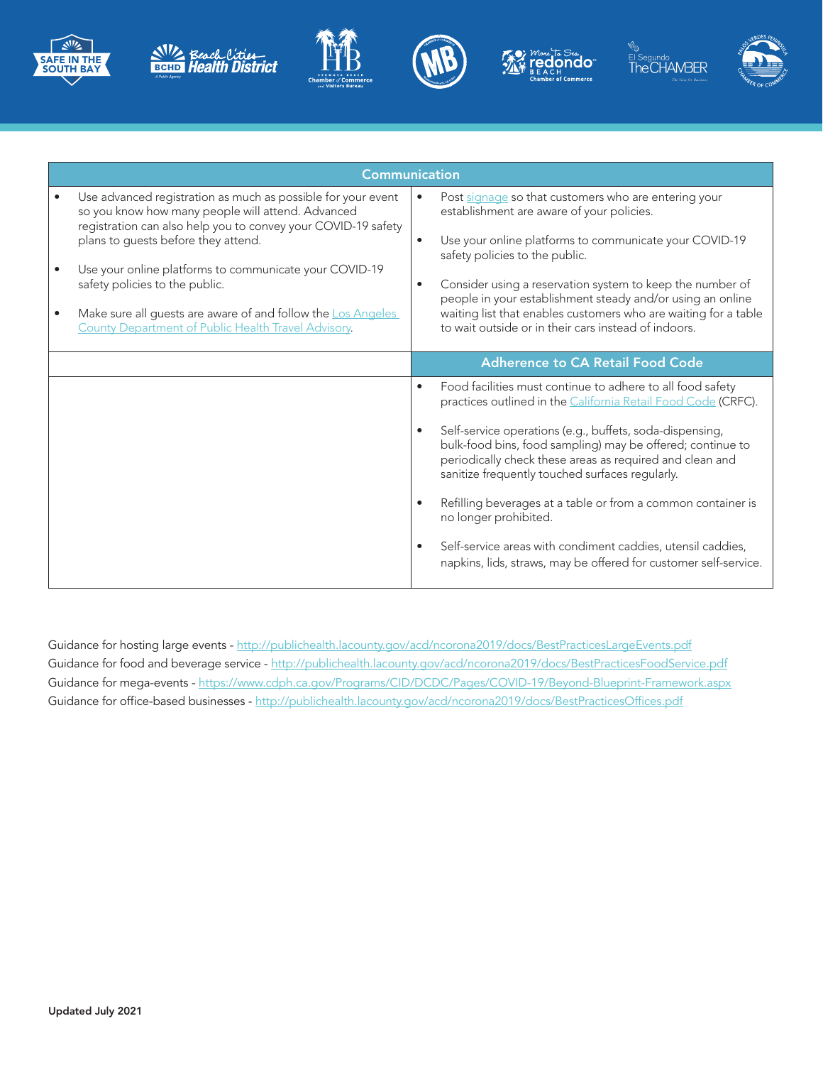| Communication | |
|---|---|
| • Use advanced registration as much as possible for your event so you know how many people will attend. Advanced registration can also help you to convey your COVID-19 safety plans to guests before they attend.<br><br>• Use your online platforms to communicate your COVID-19 safety policies to the public.<br><br>• Make sure all guests are aware of and follow the Los Angeles County Department of Public Health Travel Advisory. | • Post signage so that customers who are entering your establishment are aware of your policies.<br><br>• Use your online platforms to communicate your COVID-19 safety policies to the public.<br><br>• Consider using a reservation system to keep the number of people in your establishment steady and/or using an online waiting list that enables customers who are waiting for a table to wait outside or in their cars instead of indoors. |
| | **Adherence to CA Retail Food Code** |
| | • Food facilities must continue to adhere to all food safety practices outlined in the California Retail Food Code (CRFC).<br><br>• Self-service operations (e.g., buffets, soda-dispensing, bulk-food bins, food sampling) may be offered; continue to periodically check these areas as required and clean and sanitize frequently touched surfaces regularly.<br><br>• Refilling beverages at a table or from a common container is no longer prohibited.<br><br>• Self-service areas with condiment caddies, utensil caddies, napkins, lids, straws, may be offered for customer self-service. |

Guidance for hosting large events - http://publichealth.lacounty.gov/acd/ncorona2019/docs/BestPracticesLargeEvents.pdf
Guidance for food and beverage service - http://publichealth.lacounty.gov/acd/ncorona2019/docs/BestPracticesFoodService.pdf
Guidance for mega-events - https://www.cdph.ca.gov/Programs/CID/DCDC/Pages/COVID-19/Beyond-Blueprint-Framework.aspx
Guidance for office-based businesses - http://publichealth.lacounty.gov/acd/ncorona2019/docs/BestPracticesOffices.pdf

**Updated July 2021**